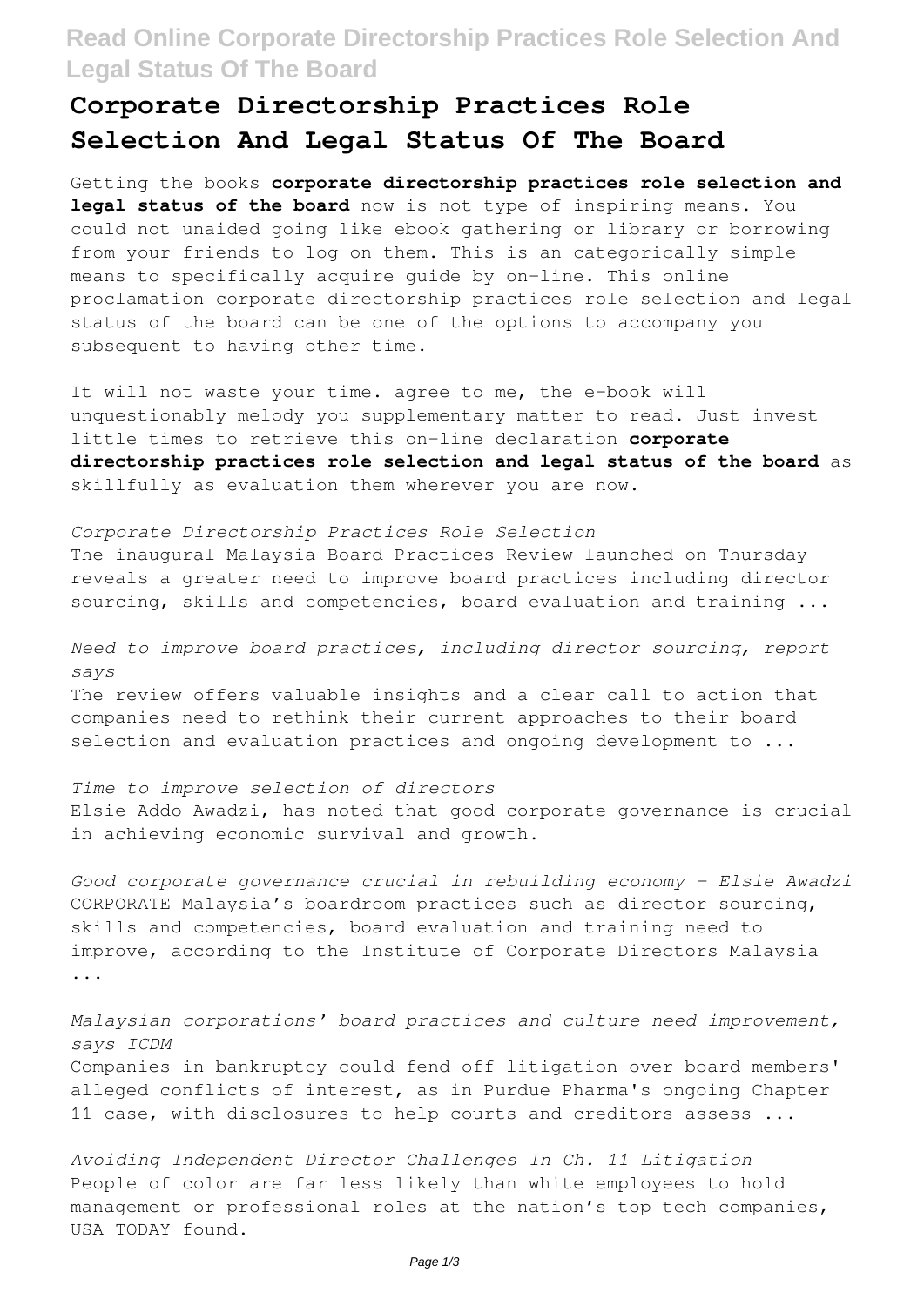# Corporate Directorship Practices Role Selection And Legal Status Of The Board

Getting the books **corporate directorship practices role selection and legal status of the board** now is not type of inspiring means. You could not unaided going like ebook gathering or library or borrowing from your friends to log on them. This is an categorically simple means to specifically acquire guide by on-line. This online proclamation corporate directorship practices role selection and legal status of the board can be one of the options to accompany you subsequent to having other time.

It will not waste your time. agree to me, the e-book will unquestionably melody you supplementary matter to read. Just invest little times to retrieve this on-line declaration **corporate directorship practices role selection and legal status of the board** as skillfully as evaluation them wherever you are now.

*Corporate Directorship Practices Role Selection*

The inaugural Malaysia Board Practices Review launched on Thursday reveals a greater need to improve board practices including director sourcing, skills and competencies, board evaluation and training ...

*Need to improve board practices, including director sourcing, report says*

The review offers valuable insights and a clear call to action that companies need to rethink their current approaches to their board selection and evaluation practices and ongoing development to ...

*Time to improve selection of directors*

Elsie Addo Awadzi, has noted that good corporate governance is crucial in achieving economic survival and growth.

*Good corporate governance crucial in rebuilding economy - Elsie Awadzi*

CORPORATE Malaysia's boardroom practices such as director sourcing, skills and competencies, board evaluation and training need to improve, according to the Institute of Corporate Directors Malaysia ...

*Malaysian corporations' board practices and culture need improvement, says ICDM*

Companies in bankruptcy could fend off litigation over board members' alleged conflicts of interest, as in Purdue Pharma's ongoing Chapter 11 case, with disclosures to help courts and creditors assess ...

*Avoiding Independent Director Challenges In Ch. 11 Litigation*

People of color are far less likely than white employees to hold management or professional roles at the nation's top tech companies, USA TODAY found.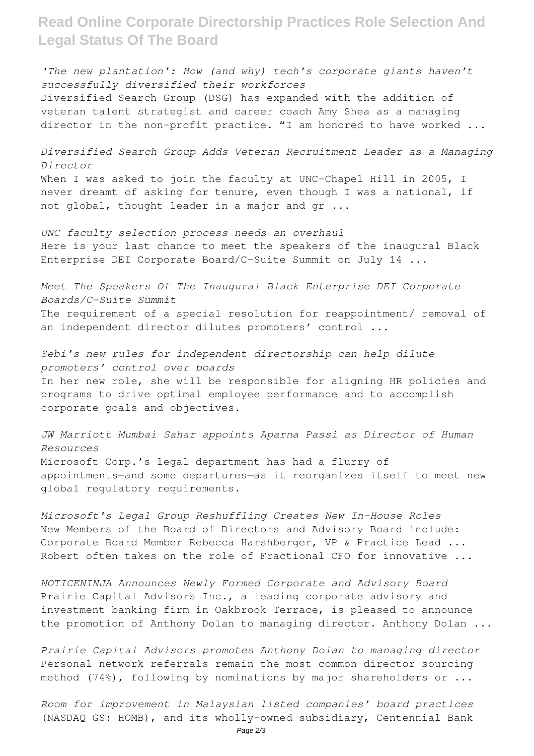*'The new plantation': How (and why) tech's corporate giants haven't successfully diversified their workforces*
Diversified Search Group (DSG) has expanded with the addition of veteran talent strategist and career coach Amy Shea as a managing director in the non-profit practice. "I am honored to have worked ...

*Diversified Search Group Adds Veteran Recruitment Leader as a Managing Director*
When I was asked to join the faculty at UNC-Chapel Hill in 2005, I never dreamt of asking for tenure, even though I was a national, if not global, thought leader in a major and gr ...

*UNC faculty selection process needs an overhaul*
Here is your last chance to meet the speakers of the inaugural Black Enterprise DEI Corporate Board/C-Suite Summit on July 14 ...

*Meet The Speakers Of The Inaugural Black Enterprise DEI Corporate Boards/C-Suite Summit*
The requirement of a special resolution for reappointment/ removal of an independent director dilutes promoters' control ...

*Sebi's new rules for independent directorship can help dilute promoters' control over boards*
In her new role, she will be responsible for aligning HR policies and programs to drive optimal employee performance and to accomplish corporate goals and objectives.

*JW Marriott Mumbai Sahar appoints Aparna Passi as Director of Human Resources*
Microsoft Corp.'s legal department has had a flurry of appointments—and some departures—as it reorganizes itself to meet new global regulatory requirements.

*Microsoft's Legal Group Reshuffling Creates New In-House Roles*
New Members of the Board of Directors and Advisory Board include: Corporate Board Member Rebecca Harshberger, VP & Practice Lead ... Robert often takes on the role of Fractional CFO for innovative ...

*NOTICENINJA Announces Newly Formed Corporate and Advisory Board*
Prairie Capital Advisors Inc., a leading corporate advisory and investment banking firm in Oakbrook Terrace, is pleased to announce the promotion of Anthony Dolan to managing director. Anthony Dolan ...

*Prairie Capital Advisors promotes Anthony Dolan to managing director*
Personal network referrals remain the most common director sourcing method (74%), following by nominations by major shareholders or ...

*Room for improvement in Malaysian listed companies' board practices*
(NASDAQ GS: HOMB), and its wholly-owned subsidiary, Centennial Bank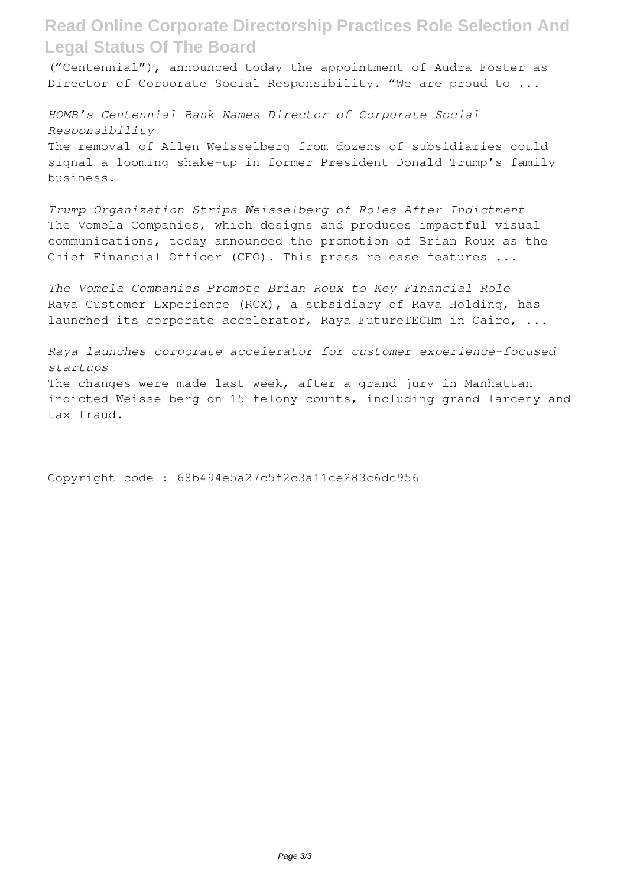("Centennial"), announced today the appointment of Audra Foster as Director of Corporate Social Responsibility. "We are proud to ...

*HOMB's Centennial Bank Names Director of Corporate Social Responsibility*

The removal of Allen Weisselberg from dozens of subsidiaries could signal a looming shake-up in former President Donald Trump's family business.

*Trump Organization Strips Weisselberg of Roles After Indictment*

The Vomela Companies, which designs and produces impactful visual communications, today announced the promotion of Brian Roux as the Chief Financial Officer (CFO). This press release features ...

*The Vomela Companies Promote Brian Roux to Key Financial Role*

Raya Customer Experience (RCX), a subsidiary of Raya Holding, has launched its corporate accelerator, Raya FutureTECHm in Cairo, ...

*Raya launches corporate accelerator for customer experience-focused startups*

The changes were made last week, after a grand jury in Manhattan indicted Weisselberg on 15 felony counts, including grand larceny and tax fraud.

Copyright code : 68b494e5a27c5f2c3a11ce283c6dc956